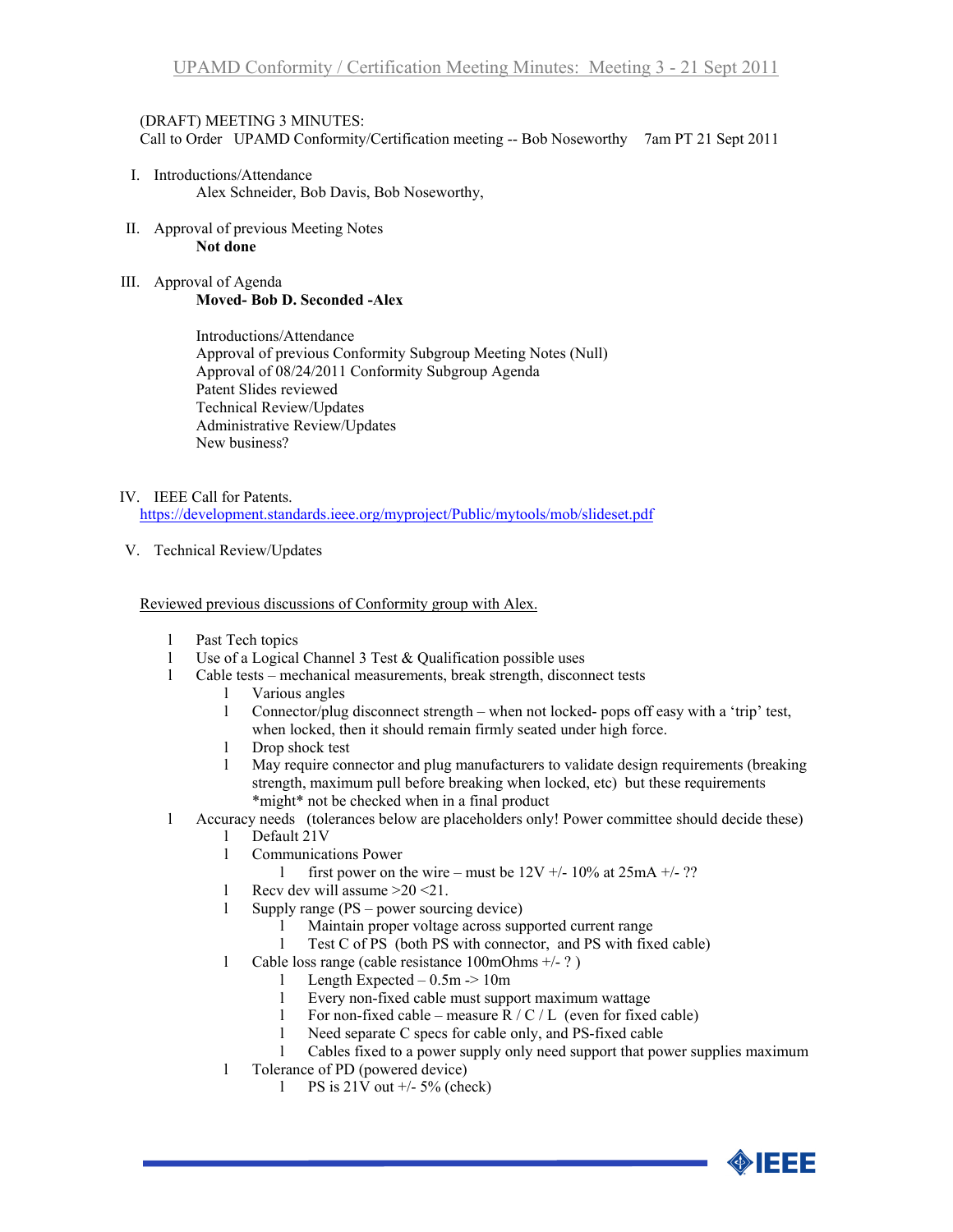(DRAFT) MEETING 3 MINUTES:
Call to Order UPAMD Conformity/Certification meeting -- Bob Noseworthy 7am PT 21 Sept 2011

I. Introductions/Attendance
   Alex Schneider, Bob Davis, Bob Noseworthy,

II. Approval of previous Meeting Notes
   **Not done**

III. Approval of Agenda
   **Moved- Bob D. Seconded -Alex**

   Introductions/Attendance
   Approval of previous Conformity Subgroup Meeting Notes (Null)
   Approval of 08/24/2011 Conformity Subgroup Agenda
   Patent Slides reviewed
   Technical Review/Updates
   Administrative Review/Updates
   New business?

IV. IEEE Call for Patents.
   https://development.standards.ieee.org/myproject/Public/mytools/mob/slideset.pdf

V. Technical Review/Updates

Reviewed previous discussions of Conformity group with Alex.

- Past Tech topics
- Use of a Logical Channel 3 Test & Qualification possible uses
- Cable tests – mechanical measurements, break strength, disconnect tests
  - Various angles
  - Connector/plug disconnect strength – when not locked- pops off easy with a 'trip' test, when locked, then it should remain firmly seated under high force.
  - Drop shock test
  - May require connector and plug manufacturers to validate design requirements (breaking strength, maximum pull before breaking when locked, etc) but these requirements *might* not be checked when in a final product
- Accuracy needs (tolerances below are placeholders only! Power committee should decide these)
  - Default 21V
  - Communications Power
    - first power on the wire – must be 12V +/- 10% at 25mA +/- ??
  - Recv dev will assume >20 <21.
  - Supply range (PS – power sourcing device)
    - Maintain proper voltage across supported current range
    - Test C of PS (both PS with connector, and PS with fixed cable)
  - Cable loss range (cable resistance 100mOhms +/- ? )
    - Length Expected – 0.5m -> 10m
    - Every non-fixed cable must support maximum wattage
    - For non-fixed cable – measure R / C / L (even for fixed cable)
    - Need separate C specs for cable only, and PS-fixed cable
    - Cables fixed to a power supply only need support that power supplies maximum
  - Tolerance of PD (powered device)
    - PS is 21V out +/- 5% (check)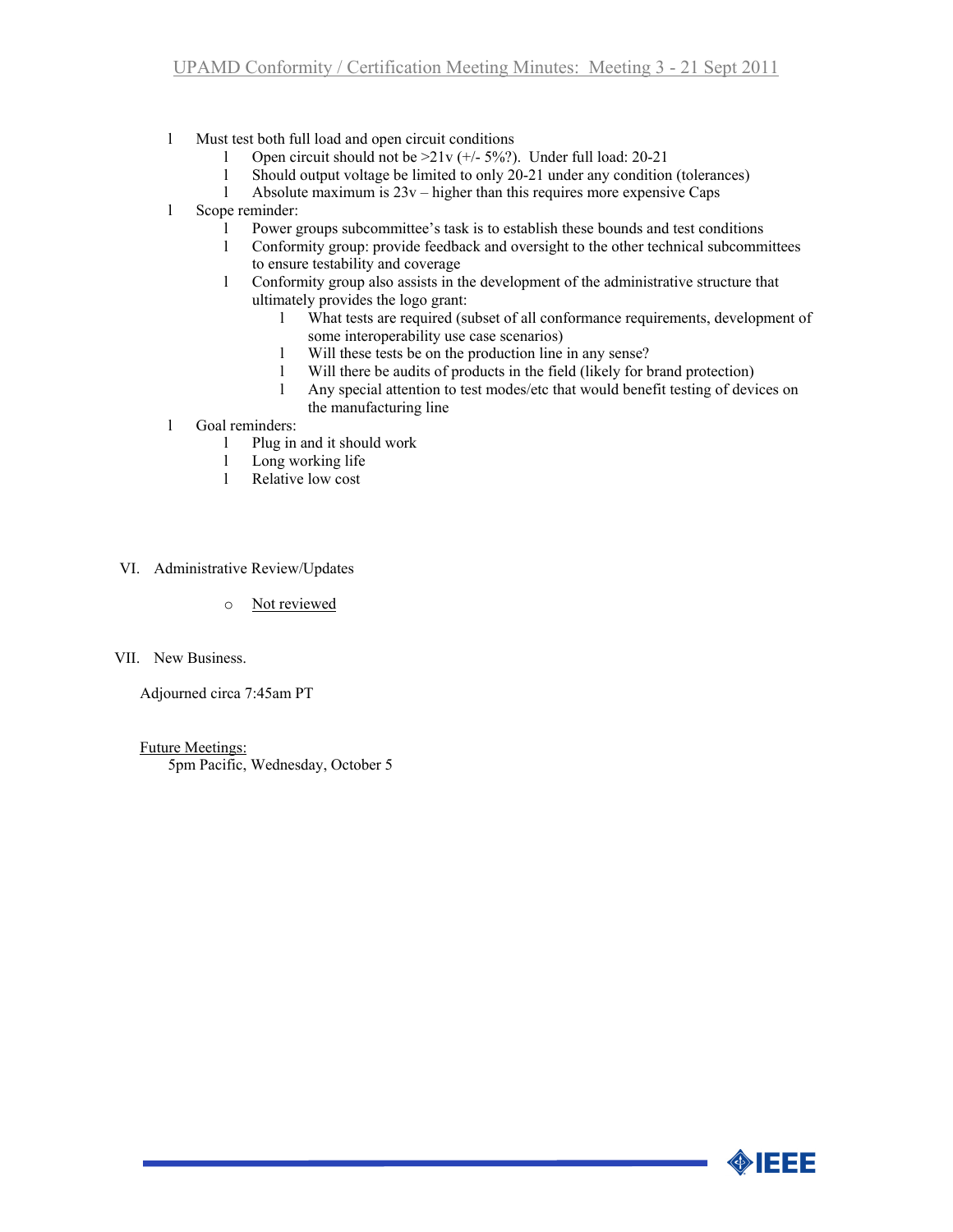- Must test both full load and open circuit conditions
  - Open circuit should not be >21v (+/- 5%?). Under full load: 20-21
  - Should output voltage be limited to only 20-21 under any condition (tolerances)
  - Absolute maximum is 23v – higher than this requires more expensive Caps
- Scope reminder:
  - Power groups subcommittee's task is to establish these bounds and test conditions
  - Conformity group: provide feedback and oversight to the other technical subcommittees to ensure testability and coverage
  - Conformity group also assists in the development of the administrative structure that ultimately provides the logo grant:
    - What tests are required (subset of all conformance requirements, development of some interoperability use case scenarios)
    - Will these tests be on the production line in any sense?
    - Will there be audits of products in the field (likely for brand protection)
    - Any special attention to test modes/etc that would benefit testing of devices on the manufacturing line
- Goal reminders:
  - Plug in and it should work
  - Long working life
  - Relative low cost

VI. Administrative Review/Updates

- Not reviewed

VII. New Business.

Adjourned circa 7:45am PT

Future Meetings:
5pm Pacific, Wednesday, October 5